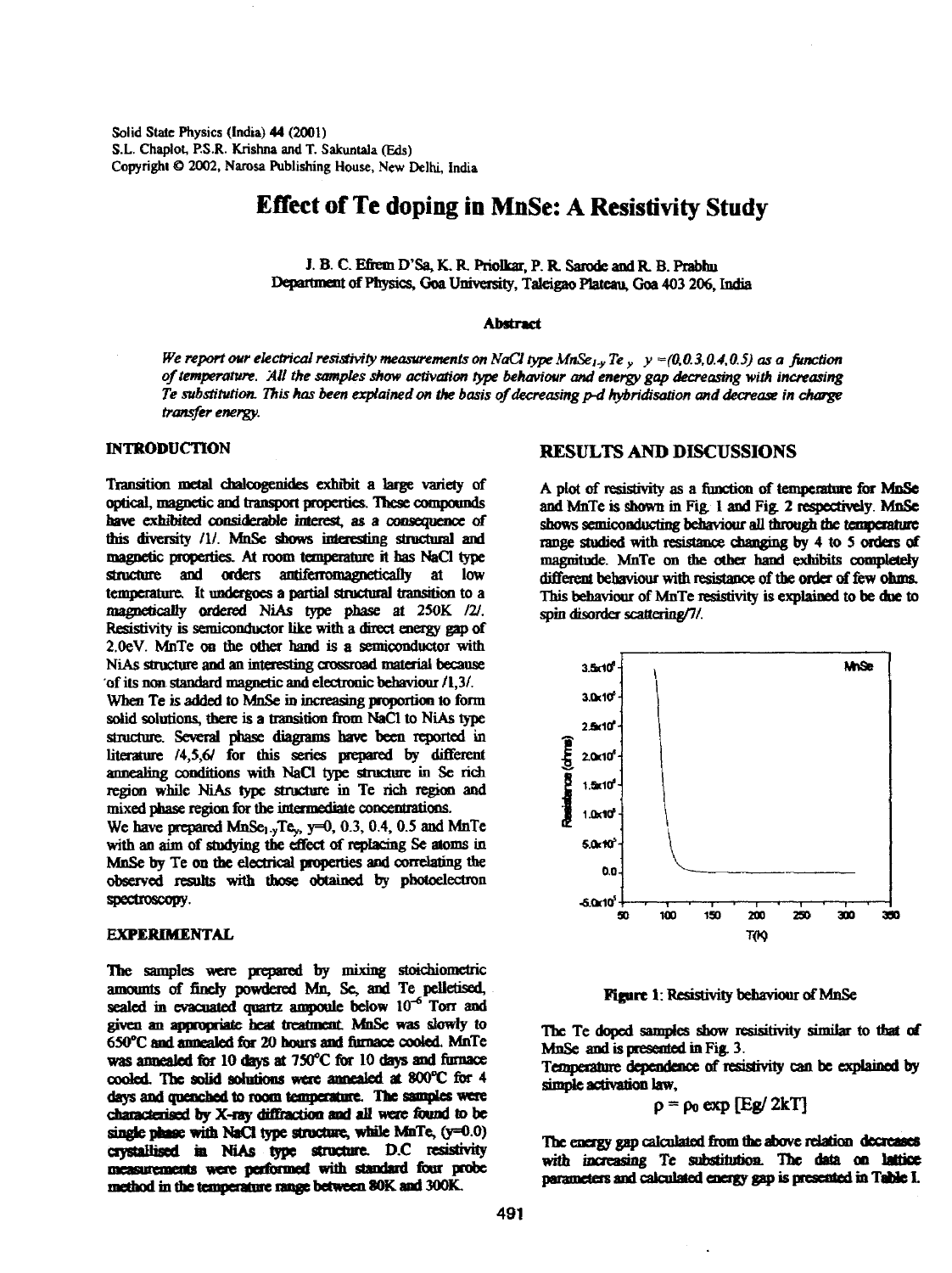Solid State Physics (India) 44 (2001)
S.L. Chaplot, P.S.R. Krishna and T. Sakuntala (Eds)
Copyright © 2002, Narosa Publishing House, New Delhi, India

# Effect of Te doping in MnSe: A Resistivity Study

J. B. C. Efrem D'Sa, K. R. Priolkar, P. R. Sarode and R. B. Prabhu
Department of Physics, Goa University, Taleigao Plateau, Goa 403 206, India

### Abstract

*We report our electrical resistivity measurements on NaCl type $MnSe_{1-y}Te_y$, $y = (0, 0.3, 0.4, 0.5)$ as a function of temperature. All the samples show activation type behaviour and energy gap decreasing with increasing Te substitution. This has been explained on the basis of decreasing p-d hybridisation and decrease in charge transfer energy.*

## INTRODUCTION

Transition metal chalcogenides exhibit a large variety of optical, magnetic and transport properties. These compounds have exhibited considerable interest, as a consequence of this diversity /1/. MnSe shows interesting structural and magnetic properties. At room temperature it has NaCl type structure and orders antiferromagnetically at low temperature. It undergoes a partial structural transition to a magnetically ordered NiAs type phase at 250K /2/. Resistivity is semiconductor like with a direct energy gap of 2.0eV. MnTe on the other hand is a semiconductor with NiAs structure and an interesting crossroad material because of its non standard magnetic and electronic behaviour /1,3/.
When Te is added to MnSe in increasing proportion to form solid solutions, there is a transition from NaCl to NiAs type structure. Several phase diagrams have been reported in literature /4,5,6/ for this series prepared by different annealing conditions with NaCl type structure in Se rich region while NiAs type structure in Te rich region and mixed phase region for the intermediate concentrations.
We have prepared $MnSe_{1-y}Te_y$, y=0, 0.3, 0.4, 0.5 and MnTe with an aim of studying the effect of replacing Se atoms in MnSe by Te on the electrical properties and correlating the observed results with those obtained by photoelectron spectroscopy.

## EXPERIMENTAL

The samples were prepared by mixing stoichiometric amounts of finely powdered Mn, Se, and Te pelletised, sealed in evacuated quartz ampoule below $10^{-6}$ Torr and given an appropriate heat treatment. MnSe was slowly to 650°C and annealed for 20 hours and furnace cooled. MnTe was annealed for 10 days at 750°C for 10 days and furnace cooled. The solid solutions were annealed at 800°C for 4 days and quenched to room temperature. The samples were characterised by X-ray diffraction and all were found to be single phase with NaCl type structure, while MnTe, (y=0.0) crystallised in NiAs type structure. D.C resistivity measurements were performed with standard four probe method in the temperature range between 80K and 300K.

## RESULTS AND DISCUSSIONS

A plot of resistivity as a function of temperature for MnSe and MnTe is shown in Fig. 1 and Fig. 2 respectively. MnSe shows semiconducting behaviour all through the temperature range studied with resistance changing by 4 to 5 orders of magnitude. MnTe on the other hand exhibits completely different behaviour with resistance of the order of few ohms. This behaviour of MnTe resistivity is explained to be due to spin disorder scattering/7/.

**Figure 1**: Resistivity behaviour of MnSe

The Te doped samples show resisitivity similar to that of MnSe and is presented in Fig. 3.
Temperature dependence of resistivity can be explained by simple activation law,

$$\rho = \rho_0 \exp [E_g / 2kT]$$

The energy gap calculated from the above relation decreases with increasing Te substitution. The data on lattice parameters and calculated energy gap is presented in Table I.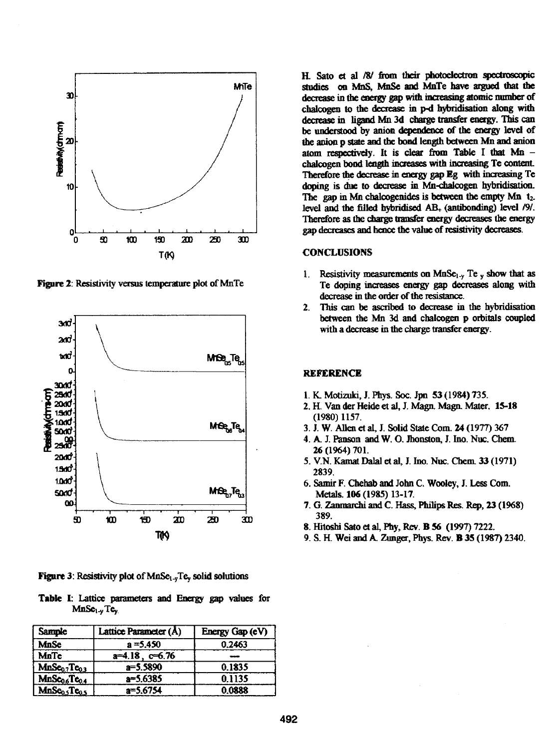MnTe

Resistivity(ohm-cm)

0
10
20
30

0 50 100 150 200 250 300

T(K)

Figure 2: Resistivity versus temperature plot of MnTe

$MnSe_{0.5}Te_{0.5}$

$MnSe_{0.6}Te_{0.4}$

$MnSe_{0.7}Te_{0.3}$

Resistivity(ohm-cm)

T(K)

50 100 150 200 250 300

Figure 3: Resistivity plot of $MnSe_{1-y}Te_y$ solid solutions

**Table I**: Lattice parameters and Energy gap values for $MnSe_{1-y}Te_y$

| Sample | Lattice Parameter (Å) | Energy Gap (eV) |
|---|---|---|
| MnSe | a =5.450 | 0.2463 |
| MnTe | a=4.18 , c=6.76 | — |
| $MnSe_{0.7}Te_{0.3}$ | a=5.5890 | 0.1835 |
| $MnSe_{0.6}Te_{0.4}$ | a=5.6385 | 0.1135 |
| $MnSe_{0.5}Te_{0.5}$ | a=5.6754 | 0.0888 |

H. Sato et al /8/ from their photoelectron spectroscopic studies on MnS, MnSe and MnTe have argued that the decrease in the energy gap with increasing atomic number of chalcogen to the decrease in p-d hybridisation along with decrease in ligand Mn 3d charge transfer energy. This can be understood by anion dependence of the energy level of the anion p state and the bond length between Mn and anion atom respectively. It is clear from Table I that Mn – chalcogen bond length increases with increasing Te content. Therefore the decrease in energy gap Eg with increasing Te doping is due to decrease in Mn-chalcogen hybridisation. The gap in Mn chalcogenides is between the empty Mn $t_{2}$ level and the filled hybridised $AB_{+}$ (antibonding) level /9/. Therefore as the charge transfer energy decreases the energy gap decreases and hence the value of resistivity decreases.

## CONCLUSIONS

1. Resistivity measurements on $MnSe_{1-y}Te_y$ show that as Te doping increases energy gap decreases along with decrease in the order of the resistance.
2. This can be ascribed to decrease in the hybridisation between the Mn 3d and chalcogen p orbitals coupled with a decrease in the charge transfer energy.

## REFERENCE

1. K. Motizuki, J. Phys. Soc. Jpn **53** (1984) 735.
2. H. Van der Heide et al, J. Magn. Magn. Mater. **15-18** (1980) 1157.
3. J. W. Allen et al, J. Solid State Com. **24** (1977) 367
4. A. J. Panson and W. O. Jhonston, J. Ino. Nuc. Chem. **26** (1964) 701.
5. V.N. Kamat Dalal et al, J. Ino. Nuc. Chem. **33** (1971) 2839.
6. Samir F. Chehab and John C. Wooley, J. Less Com. Metals. **106** (1985) 13-17.
7. G. Zanmarchi and C. Hass, Philips Res. Rep, **23** (1968) 389.
8. Hitoshi Sato et al, Phy, Rev. **B 56** (1997) 7222.
9. S. H. Wei and A. Zunger, Phys. Rev. **B 35** (1987) 2340.